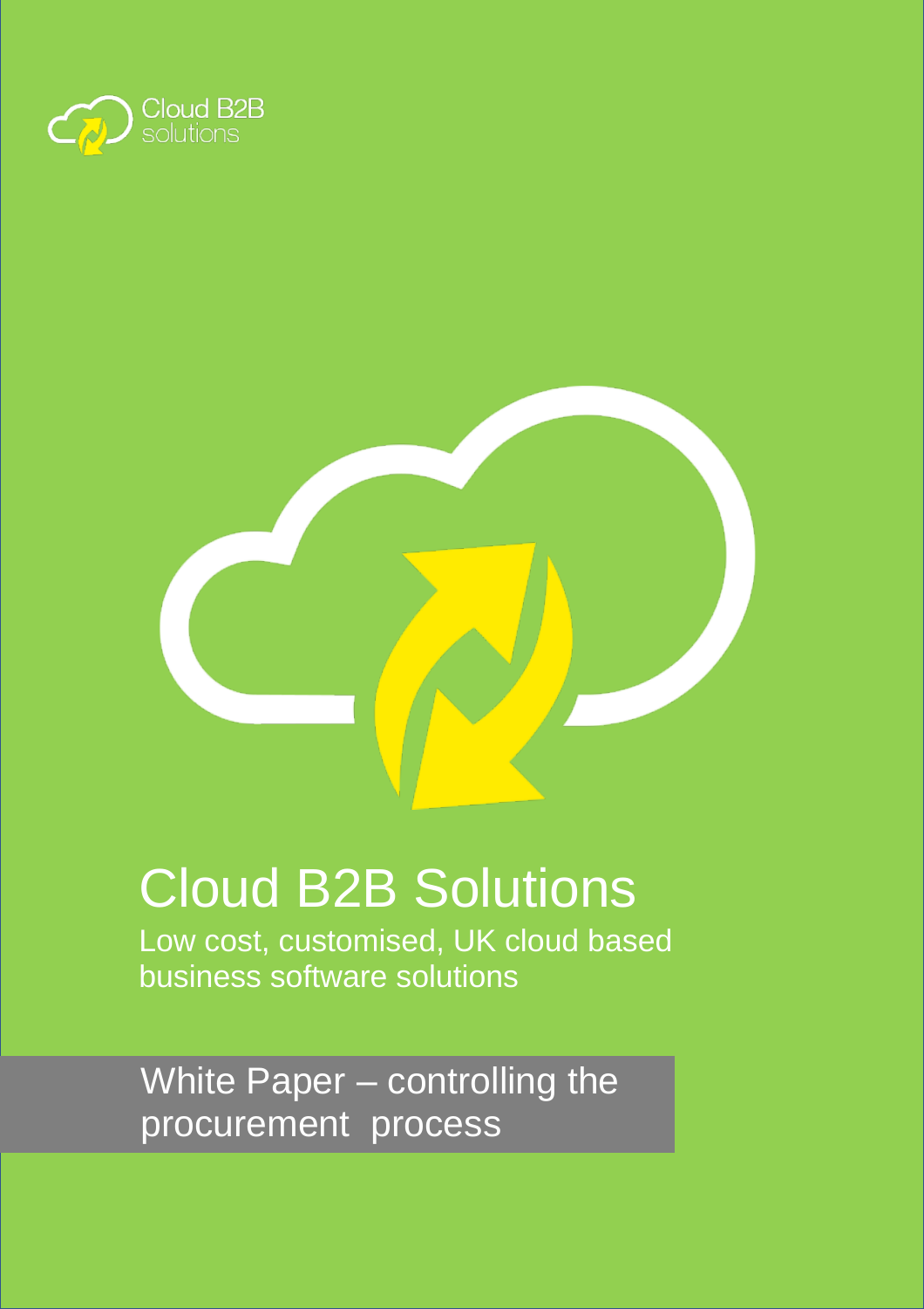Cloud B2B solutions

# Cloud B2B Solutions

Low cost, customised, UK cloud based business software solutions

## White Paper – controlling the procurement process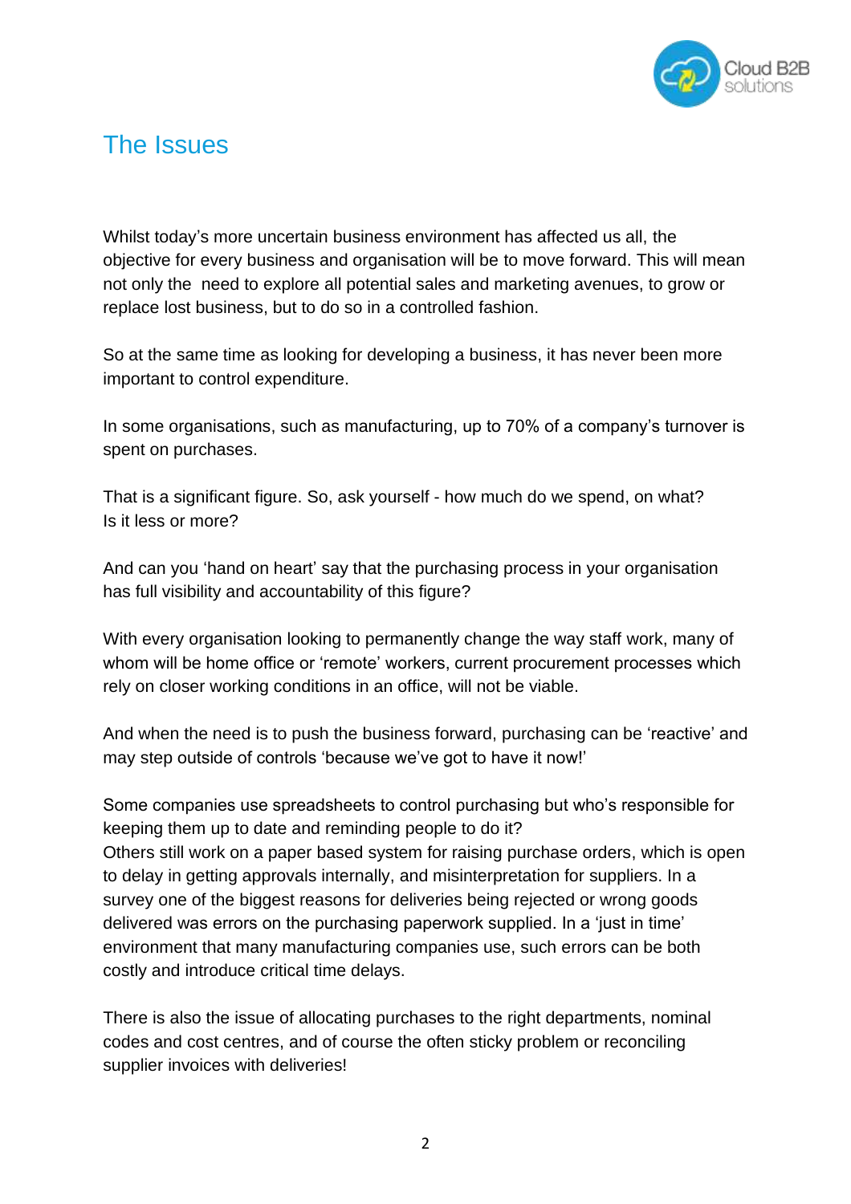# The Issues

Whilst today's more uncertain business environment has affected us all, the objective for every business and organisation will be to move forward. This will mean not only the need to explore all potential sales and marketing avenues, to grow or replace lost business, but to do so in a controlled fashion.

So at the same time as looking for developing a business, it has never been more important to control expenditure.

In some organisations, such as manufacturing, up to 70% of a company's turnover is spent on purchases.

That is a significant figure. So, ask yourself - how much do we spend, on what?
Is it less or more?

And can you 'hand on heart' say that the purchasing process in your organisation has full visibility and accountability of this figure?

With every organisation looking to permanently change the way staff work, many of whom will be home office or 'remote' workers, current procurement processes which rely on closer working conditions in an office, will not be viable.

And when the need is to push the business forward, purchasing can be 'reactive' and may step outside of controls 'because we've got to have it now!'

Some companies use spreadsheets to control purchasing but who's responsible for keeping them up to date and reminding people to do it?
Others still work on a paper based system for raising purchase orders, which is open to delay in getting approvals internally, and misinterpretation for suppliers. In a survey one of the biggest reasons for deliveries being rejected or wrong goods delivered was errors on the purchasing paperwork supplied. In a 'just in time' environment that many manufacturing companies use, such errors can be both costly and introduce critical time delays.

There is also the issue of allocating purchases to the right departments, nominal codes and cost centres, and of course the often sticky problem or reconciling supplier invoices with deliveries!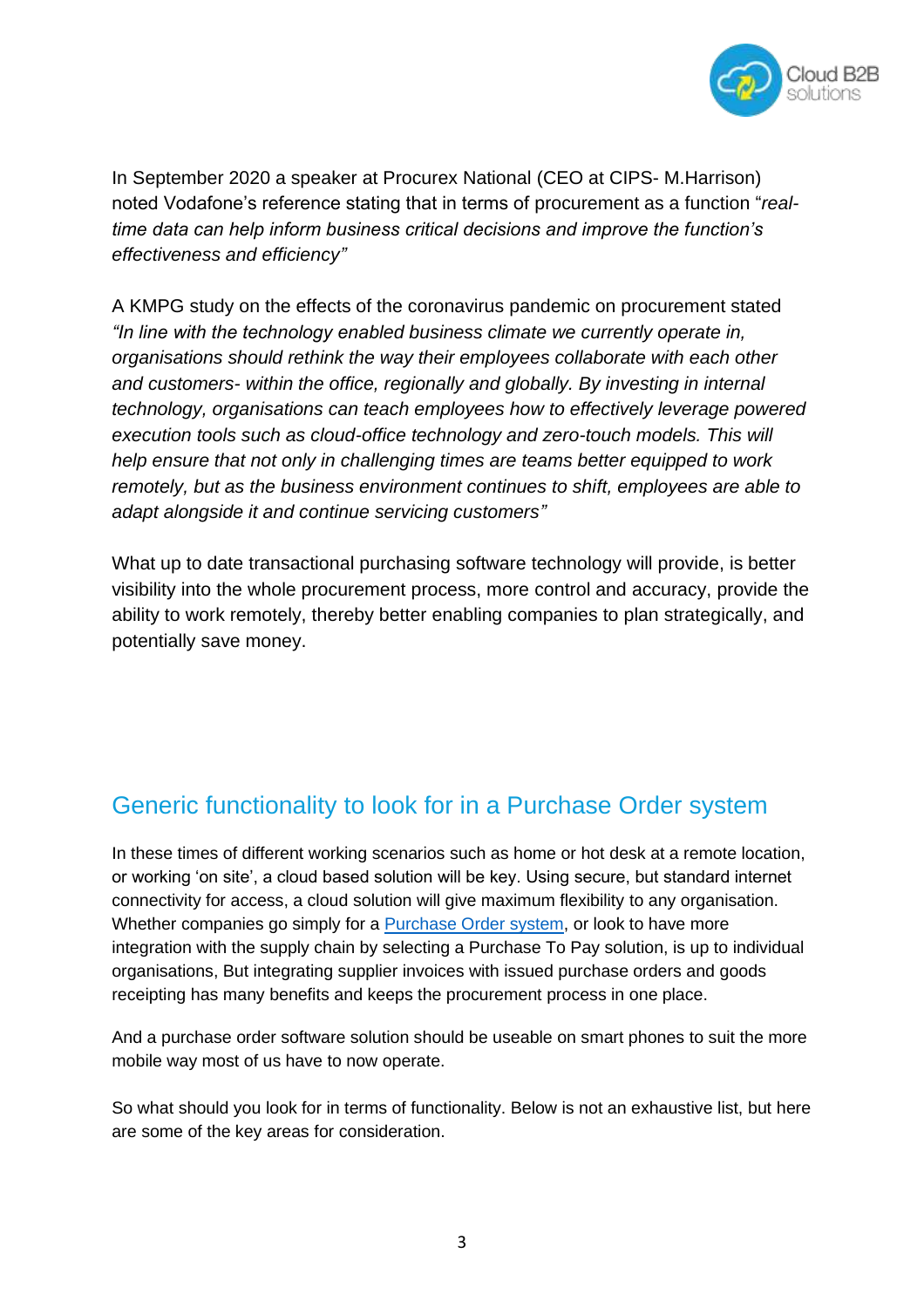In September 2020 a speaker at Procurex National (CEO at CIPS- M.Harrison) noted Vodafone's reference stating that in terms of procurement as a function "*real-time data can help inform business critical decisions and improve the function's effectiveness and efficiency"*

A KMPG study on the effects of the coronavirus pandemic on procurement stated *"In line with the technology enabled business climate we currently operate in, organisations should rethink the way their employees collaborate with each other and customers- within the office, regionally and globally. By investing in internal technology, organisations can teach employees how to effectively leverage powered execution tools such as cloud-office technology and zero-touch models. This will help ensure that not only in challenging times are teams better equipped to work remotely, but as the business environment continues to shift, employees are able to adapt alongside it and continue servicing customers"*

What up to date transactional purchasing software technology will provide, is better visibility into the whole procurement process, more control and accuracy, provide the ability to work remotely, thereby better enabling companies to plan strategically, and potentially save money.

## Generic functionality to look for in a Purchase Order system

In these times of different working scenarios such as home or hot desk at a remote location, or working 'on site', a cloud based solution will be key. Using secure, but standard internet connectivity for access, a cloud solution will give maximum flexibility to any organisation. Whether companies go simply for a Purchase Order system, or look to have more integration with the supply chain by selecting a Purchase To Pay solution, is up to individual organisations, But integrating supplier invoices with issued purchase orders and goods receipting has many benefits and keeps the procurement process in one place.

And a purchase order software solution should be useable on smart phones to suit the more mobile way most of us have to now operate.

So what should you look for in terms of functionality. Below is not an exhaustive list, but here are some of the key areas for consideration.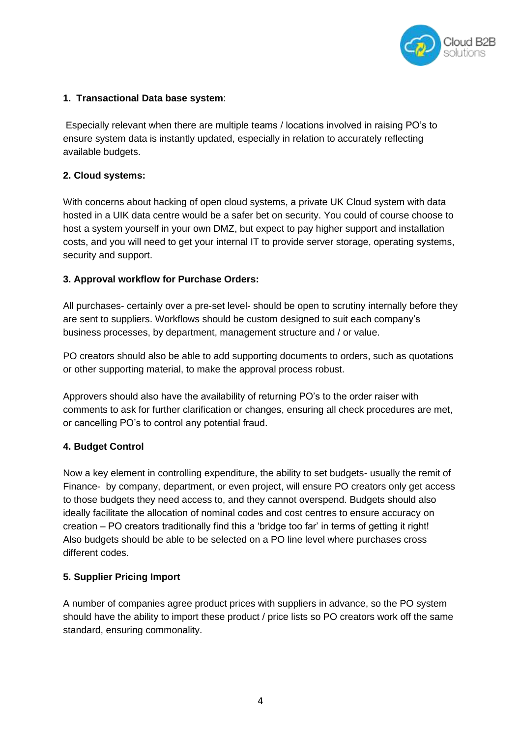**1. Transactional Data base system**:

Especially relevant when there are multiple teams / locations involved in raising PO's to ensure system data is instantly updated, especially in relation to accurately reflecting available budgets.

**2. Cloud systems:**

With concerns about hacking of open cloud systems, a private UK Cloud system with data hosted in a UIK data centre would be a safer bet on security. You could of course choose to host a system yourself in your own DMZ, but expect to pay higher support and installation costs, and you will need to get your internal IT to provide server storage, operating systems, security and support.

**3. Approval workflow for Purchase Orders:**

All purchases- certainly over a pre-set level- should be open to scrutiny internally before they are sent to suppliers. Workflows should be custom designed to suit each company's business processes, by department, management structure and / or value.

PO creators should also be able to add supporting documents to orders, such as quotations or other supporting material, to make the approval process robust.

Approvers should also have the availability of returning PO's to the order raiser with comments to ask for further clarification or changes, ensuring all check procedures are met, or cancelling PO's to control any potential fraud.

**4. Budget Control**

Now a key element in controlling expenditure, the ability to set budgets- usually the remit of Finance- by company, department, or even project, will ensure PO creators only get access to those budgets they need access to, and they cannot overspend. Budgets should also ideally facilitate the allocation of nominal codes and cost centres to ensure accuracy on creation – PO creators traditionally find this a 'bridge too far' in terms of getting it right! Also budgets should be able to be selected on a PO line level where purchases cross different codes.

**5. Supplier Pricing Import**

A number of companies agree product prices with suppliers in advance, so the PO system should have the ability to import these product / price lists so PO creators work off the same standard, ensuring commonality.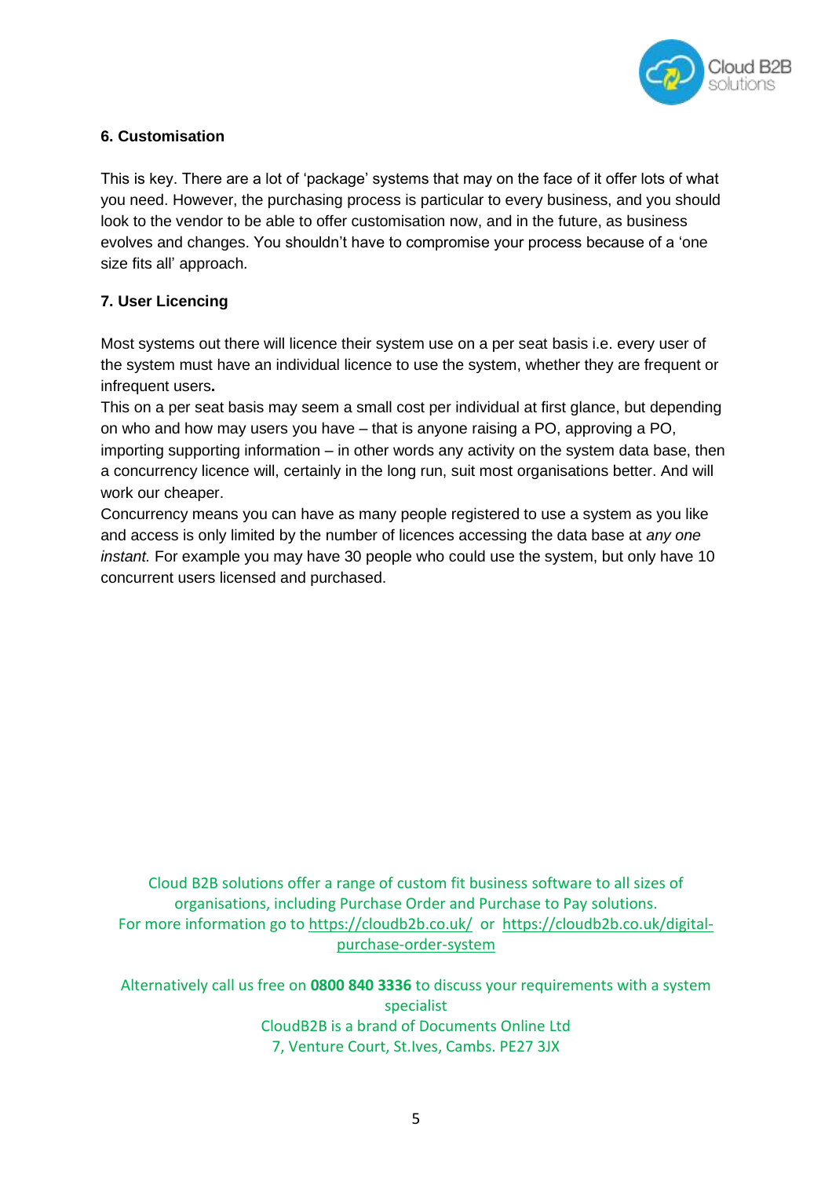**6. Customisation**

This is key. There are a lot of 'package' systems that may on the face of it offer lots of what you need. However, the purchasing process is particular to every business, and you should look to the vendor to be able to offer customisation now, and in the future, as business evolves and changes. You shouldn't have to compromise your process because of a 'one size fits all' approach.

**7. User Licencing**

Most systems out there will licence their system use on a per seat basis i.e. every user of the system must have an individual licence to use the system, whether they are frequent or infrequent users**.**

This on a per seat basis may seem a small cost per individual at first glance, but depending on who and how may users you have – that is anyone raising a PO, approving a PO, importing supporting information – in other words any activity on the system data base, then a concurrency licence will, certainly in the long run, suit most organisations better. And will work our cheaper.

Concurrency means you can have as many people registered to use a system as you like and access is only limited by the number of licences accessing the data base at *any one instant.* For example you may have 30 people who could use the system, but only have 10 concurrent users licensed and purchased.

Cloud B2B solutions offer a range of custom fit business software to all sizes of organisations, including Purchase Order and Purchase to Pay solutions.
For more information go to https://cloudb2b.co.uk/ or https://cloudb2b.co.uk/digital-purchase-order-system

Alternatively call us free on **0800 840 3336** to discuss your requirements with a system specialist
CloudB2B is a brand of Documents Online Ltd
7, Venture Court, St.Ives, Cambs. PE27 3JX